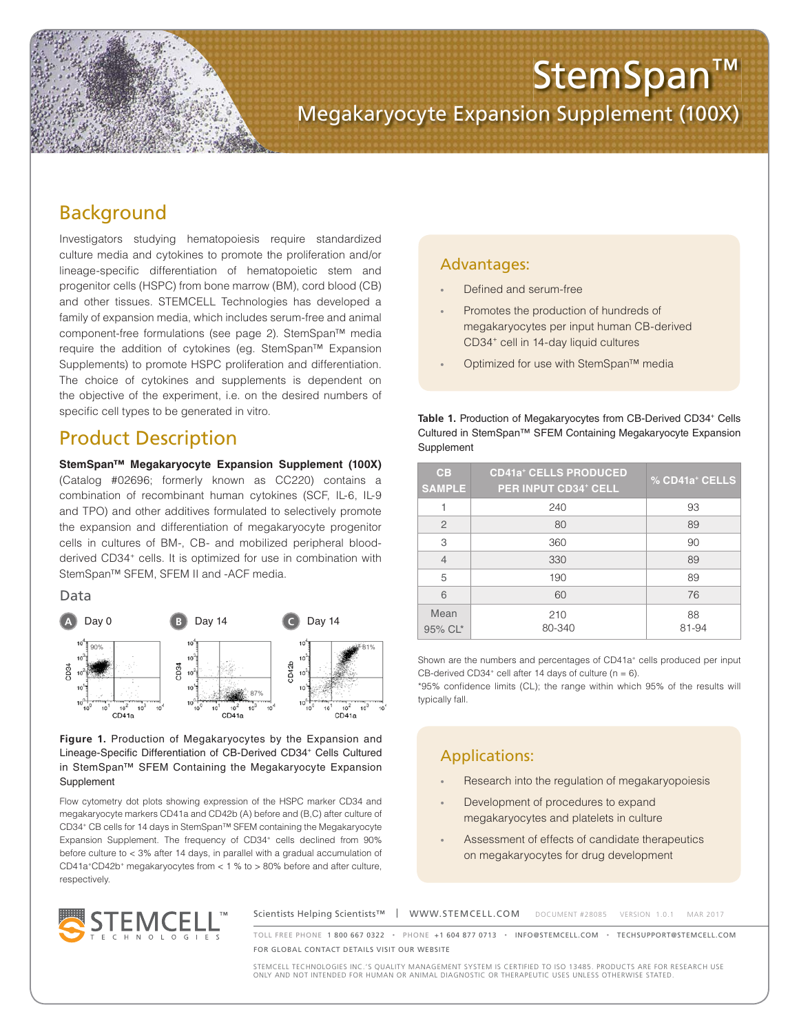# StemSpan™

## Megakaryocyte Expansion Supplement (100X)

## Background

Investigators studying hematopoiesis require standardized culture media and cytokines to promote the proliferation and/or lineage-specific differentiation of hematopoietic stem and progenitor cells (HSPC) from bone marrow (BM), cord blood (CB) and other tissues. STEMCELL Technologies has developed a family of expansion media, which includes serum-free and animal component-free formulations (see page 2). StemSpan™ media require the addition of cytokines (eg. StemSpan™ Expansion Supplements) to promote HSPC proliferation and differentiation. The choice of cytokines and supplements is dependent on the objective of the experiment, i.e. on the desired numbers of specific cell types to be generated in vitro.

## Product Description

**StemSpan™ Megakaryocyte Expansion Supplement (100X)** (Catalog #02696; formerly known as CC220) contains a combination of recombinant human cytokines (SCF, IL-6, IL-9 and TPO) and other additives formulated to selectively promote the expansion and differentiation of megakaryocyte progenitor cells in cultures of BM-, CB- and mobilized peripheral blood-derived $CD34^+$ cells. It is optimized for use in combination with StemSpan™ SFEM, SFEM II and -ACF media.

### Data

A Day 0 — B Day 14 — C Day 14

**Figure 1.** Production of Megakaryocytes by the Expansion and Lineage-Specific Differentiation of CB-Derived $CD34^+$ Cells Cultured in StemSpan™ SFEM Containing the Megakaryocyte Expansion Supplement

Flow cytometry dot plots showing expression of the HSPC marker CD34 and megakaryocyte markers CD41a and CD42b (A) before and (B,C) after culture of $CD34^+$ CB cells for 14 days in StemSpan™ SFEM containing the Megakaryocyte Expansion Supplement. The frequency of $CD34^+$ cells declined from 90% before culture to < 3% after 14 days, in parallel with a gradual accumulation of $CD41a^+CD42b^+$ megakaryocytes from < 1 % to > 80% before and after culture, respectively.

### Advantages:

- Defined and serum-free
- Promotes the production of hundreds of megakaryocytes per input human CB-derived $CD34^+$ cell in 14-day liquid cultures
- Optimized for use with StemSpan™ media

**Table 1.** Production of Megakaryocytes from CB-Derived $CD34^+$ Cells Cultured in StemSpan™ SFEM Containing Megakaryocyte Expansion Supplement

| CB SAMPLE | $CD41a^+$ CELLS PRODUCED PER INPUT $CD34^+$ CELL | % $CD41a^+$ CELLS |
|---|---|---|
| 1 | 240 | 93 |
| 2 | 80 | 89 |
| 3 | 360 | 90 |
| 4 | 330 | 89 |
| 5 | 190 | 89 |
| 6 | 60 | 76 |
| Mean<br>95% CL* | 210<br>80-340 | 88<br>81-94 |

Shown are the numbers and percentages of $CD41a^+$ cells produced per input CB-derived $CD34^+$ cell after 14 days of culture (n = 6).
*95% confidence limits (CL); the range within which 95% of the results will typically fall.

### Applications:

- Research into the regulation of megakaryopoiesis
- Development of procedures to expand megakaryocytes and platelets in culture
- Assessment of effects of candidate therapeutics on megakaryocytes for drug development

Scientists Helping Scientists™ | WWW.STEMCELL.COM DOCUMENT #28085 VERSION 1.0.1 MAR 2017

TOLL FREE PHONE 1 800 667 0322 • PHONE +1 604 877 0713 • INFO@STEMCELL.COM • TECHSUPPORT@STEMCELL.COM
FOR GLOBAL CONTACT DETAILS VISIT OUR WEBSITE

STEMCELL TECHNOLOGIES INC.'S QUALITY MANAGEMENT SYSTEM IS CERTIFIED TO ISO 13485. PRODUCTS ARE FOR RESEARCH USE ONLY AND NOT INTENDED FOR HUMAN OR ANIMAL DIAGNOSTIC OR THERAPEUTIC USES UNLESS OTHERWISE STATED.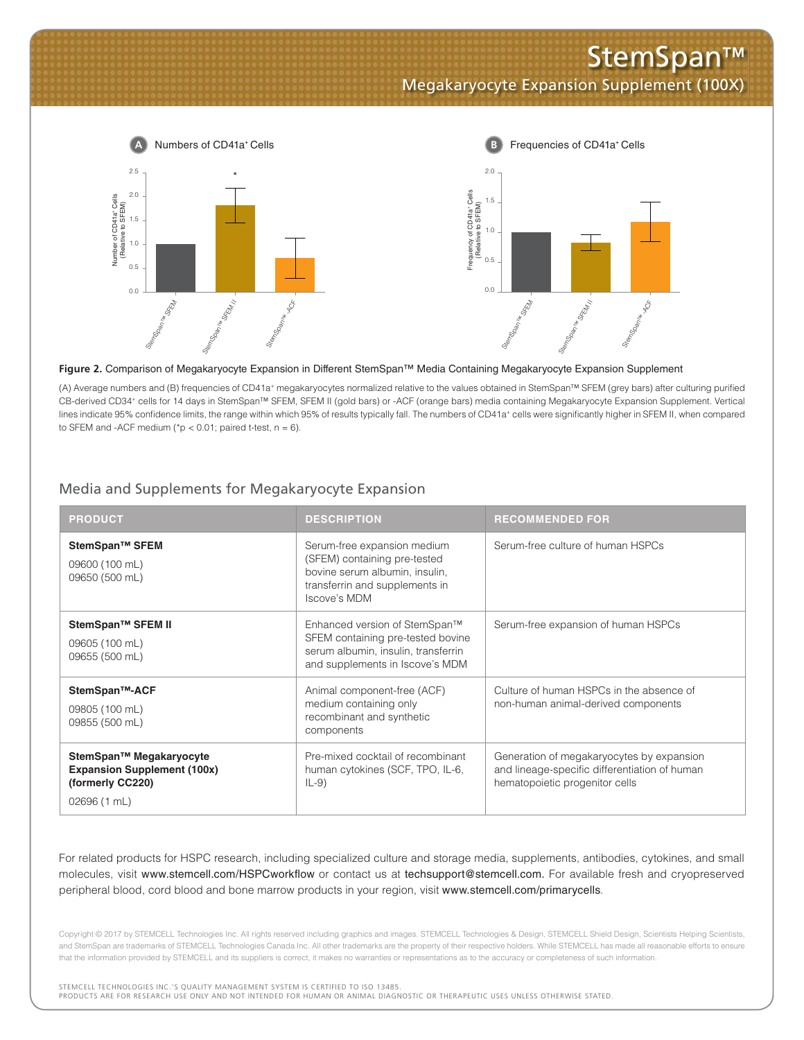## A Numbers of CD41a+ Cells

Number of CD41a+ Cells (Relative to SFEM)

2.5
2.0
1.5
1.0
0.5
0.0

*

StemSpan™ SFEM
StemSpan™ SFEM II
StemSpan™-ACF

## B Frequencies of CD41a+ Cells

Frequency of CD41a+ Cells (Relative to SFEM)

2.0
1.5
1.0
0.5
0.0

StemSpan™ SFEM
StemSpan™ SFEM II
StemSpan™-ACF

**Figure 2.** Comparison of Megakaryocyte Expansion in Different StemSpan™ Media Containing Megakaryocyte Expansion Supplement

(A) Average numbers and (B) frequencies of CD41a+ megakaryocytes normalized relative to the values obtained in StemSpan™ SFEM (grey bars) after culturing purified CB-derived CD34+ cells for 14 days in StemSpan™ SFEM, SFEM II (gold bars) or -ACF (orange bars) media containing Megakaryocyte Expansion Supplement. Vertical lines indicate 95% confidence limits, the range within which 95% of results typically fall. The numbers of CD41a+ cells were significantly higher in SFEM II, when compared to SFEM and -ACF medium (*$p < 0.01$; paired t-test, $n = 6$).

## Media and Supplements for Megakaryocyte Expansion

| PRODUCT | DESCRIPTION | RECOMMENDED FOR |
|---|---|---|
| **StemSpan™ SFEM**<br>09600 (100 mL)<br>09650 (500 mL) | Serum-free expansion medium (SFEM) containing pre-tested bovine serum albumin, insulin, transferrin and supplements in Iscove's MDM | Serum-free culture of human HSPCs |
| **StemSpan™ SFEM II**<br>09605 (100 mL)<br>09655 (500 mL) | Enhanced version of StemSpan™ SFEM containing pre-tested bovine serum albumin, insulin, transferrin and supplements in Iscove's MDM | Serum-free expansion of human HSPCs |
| **StemSpan™-ACF**<br>09805 (100 mL)<br>09855 (500 mL) | Animal component-free (ACF) medium containing only recombinant and synthetic components | Culture of human HSPCs in the absence of non-human animal-derived components |
| **StemSpan™ Megakaryocyte Expansion Supplement (100x) (formerly CC220)**<br>02696 (1 mL) | Pre-mixed cocktail of recombinant human cytokines (SCF, TPO, IL-6, IL-9) | Generation of megakaryocytes by expansion and lineage-specific differentiation of human hematopoietic progenitor cells |

For related products for HSPC research, including specialized culture and storage media, supplements, antibodies, cytokines, and small molecules, visit www.stemcell.com/HSPCworkflow or contact us at techsupport@stemcell.com. For available fresh and cryopreserved peripheral blood, cord blood and bone marrow products in your region, visit www.stemcell.com/primarycells.

Copyright © 2017 by STEMCELL Technologies Inc. All rights reserved including graphics and images. STEMCELL Technologies & Design, STEMCELL Shield Design, Scientists Helping Scientists, and StemSpan are trademarks of STEMCELL Technologies Canada Inc. All other trademarks are the property of their respective holders. While STEMCELL has made all reasonable efforts to ensure that the information provided by STEMCELL and its suppliers is correct, it makes no warranties or representations as to the accuracy or completeness of such information.

STEMCELL TECHNOLOGIES INC.'S QUALITY MANAGEMENT SYSTEM IS CERTIFIED TO ISO 13485.
PRODUCTS ARE FOR RESEARCH USE ONLY AND NOT INTENDED FOR HUMAN OR ANIMAL DIAGNOSTIC OR THERAPEUTIC USES UNLESS OTHERWISE STATED.